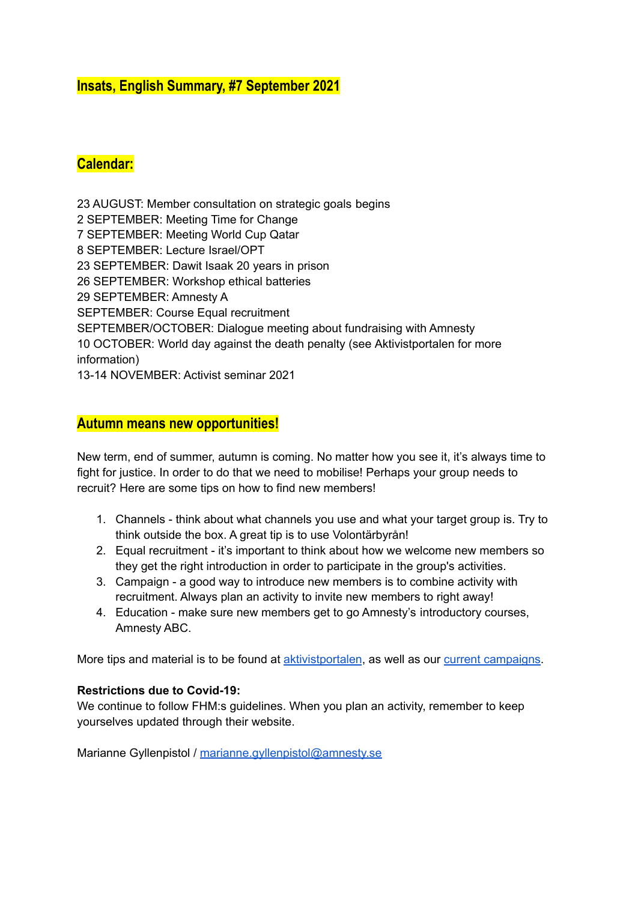## Insats, English Summary, #7 September 2021

## Calendar:

23 AUGUST: Member consultation on strategic goals begins
2 SEPTEMBER: Meeting Time for Change
7 SEPTEMBER: Meeting World Cup Qatar
8 SEPTEMBER: Lecture Israel/OPT
23 SEPTEMBER: Dawit Isaak 20 years in prison
26 SEPTEMBER: Workshop ethical batteries
29 SEPTEMBER: Amnesty A
SEPTEMBER: Course Equal recruitment
SEPTEMBER/OCTOBER: Dialogue meeting about fundraising with Amnesty
10 OCTOBER: World day against the death penalty (see Aktivistportalen for more information)
13-14 NOVEMBER: Activist seminar 2021

## Autumn means new opportunities!

New term, end of summer, autumn is coming. No matter how you see it, it's always time to fight for justice. In order to do that we need to mobilise! Perhaps your group needs to recruit? Here are some tips on how to find new members!

1. Channels - think about what channels you use and what your target group is. Try to think outside the box. A great tip is to use Volontärbyrån!
2. Equal recruitment - it's important to think about how we welcome new members so they get the right introduction in order to participate in the group's activities.
3. Campaign - a good way to introduce new members is to combine activity with recruitment. Always plan an activity to invite new members to right away!
4. Education - make sure new members get to go Amnesty's introductory courses, Amnesty ABC.

More tips and material is to be found at aktivistportalen, as well as our current campaigns.

**Restrictions due to Covid-19:**
We continue to follow FHM:s guidelines. When you plan an activity, remember to keep yourselves updated through their website.

Marianne Gyllenpistol / marianne.gyllenpistol@amnesty.se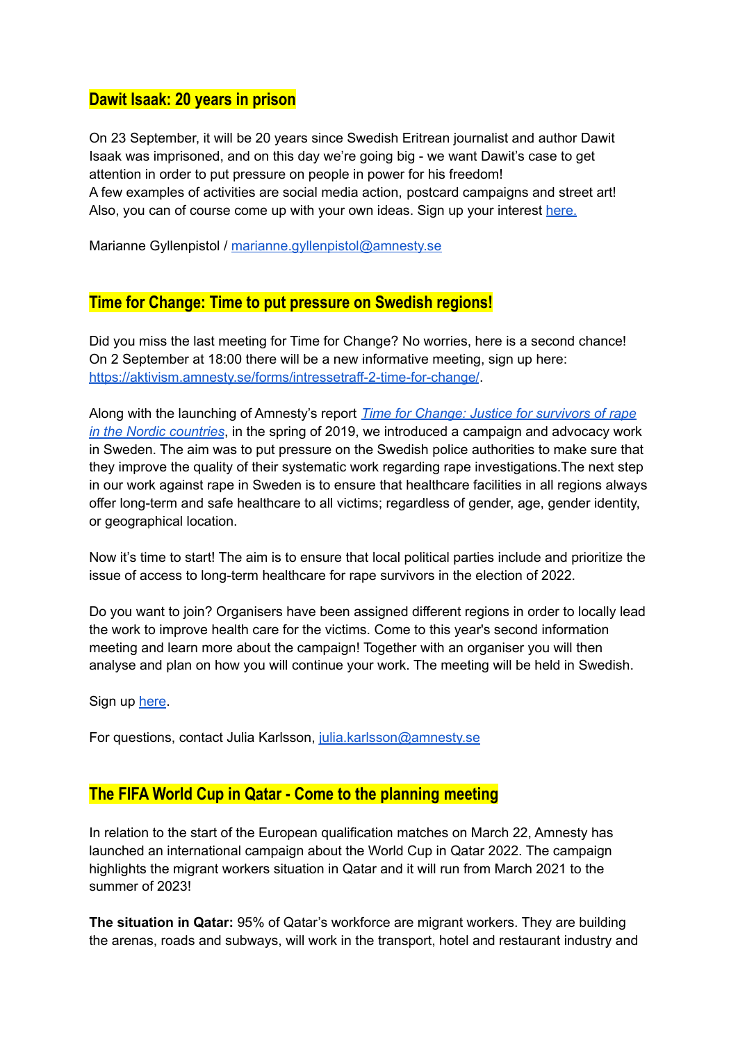## Dawit Isaak: 20 years in prison

On 23 September, it will be 20 years since Swedish Eritrean journalist and author Dawit Isaak was imprisoned, and on this day we're going big - we want Dawit's case to get attention in order to put pressure on people in power for his freedom!
A few examples of activities are social media action, postcard campaigns and street art! Also, you can of course come up with your own ideas. Sign up your interest here.

Marianne Gyllenpistol / marianne.gyllenpistol@amnesty.se

## Time for Change: Time to put pressure on Swedish regions!

Did you miss the last meeting for Time for Change? No worries, here is a second chance! On 2 September at 18:00 there will be a new informative meeting, sign up here: https://aktivism.amnesty.se/forms/intressetraff-2-time-for-change/.

Along with the launching of Amnesty's report *Time for Change: Justice for survivors of rape in the Nordic countries*, in the spring of 2019, we introduced a campaign and advocacy work in Sweden. The aim was to put pressure on the Swedish police authorities to make sure that they improve the quality of their systematic work regarding rape investigations.The next step in our work against rape in Sweden is to ensure that healthcare facilities in all regions always offer long-term and safe healthcare to all victims; regardless of gender, age, gender identity, or geographical location.

Now it's time to start! The aim is to ensure that local political parties include and prioritize the issue of access to long-term healthcare for rape survivors in the election of 2022.

Do you want to join? Organisers have been assigned different regions in order to locally lead the work to improve health care for the victims. Come to this year's second information meeting and learn more about the campaign! Together with an organiser you will then analyse and plan on how you will continue your work. The meeting will be held in Swedish.

Sign up here.

For questions, contact Julia Karlsson, julia.karlsson@amnesty.se

## The FIFA World Cup in Qatar - Come to the planning meeting

In relation to the start of the European qualification matches on March 22, Amnesty has launched an international campaign about the World Cup in Qatar 2022. The campaign highlights the migrant workers situation in Qatar and it will run from March 2021 to the summer of 2023!

**The situation in Qatar:** 95% of Qatar's workforce are migrant workers. They are building the arenas, roads and subways, will work in the transport, hotel and restaurant industry and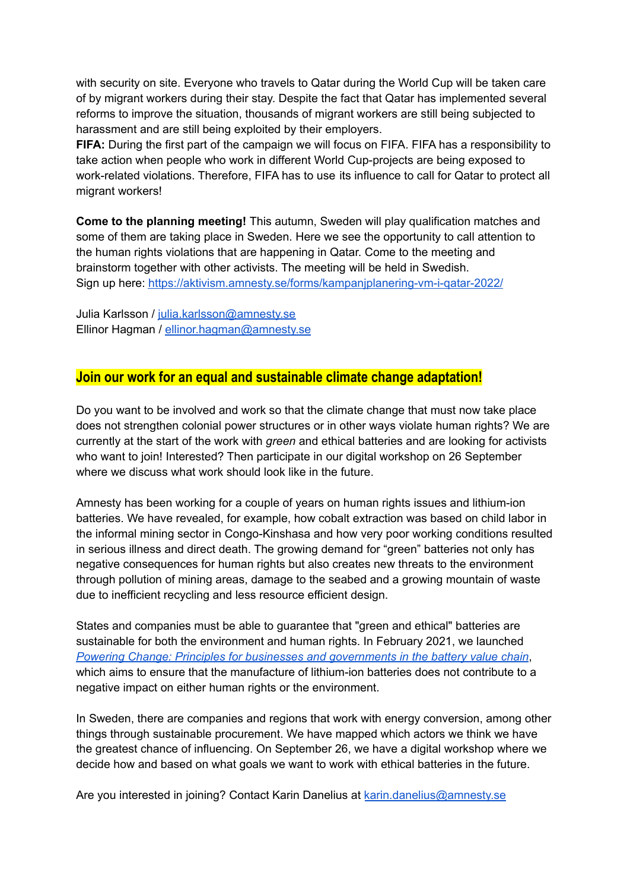with security on site. Everyone who travels to Qatar during the World Cup will be taken care of by migrant workers during their stay. Despite the fact that Qatar has implemented several reforms to improve the situation, thousands of migrant workers are still being subjected to harassment and are still being exploited by their employers.
**FIFA:** During the first part of the campaign we will focus on FIFA. FIFA has a responsibility to take action when people who work in different World Cup-projects are being exposed to work-related violations. Therefore, FIFA has to use its influence to call for Qatar to protect all migrant workers!

**Come to the planning meeting!** This autumn, Sweden will play qualification matches and some of them are taking place in Sweden. Here we see the opportunity to call attention to the human rights violations that are happening in Qatar. Come to the meeting and brainstorm together with other activists. The meeting will be held in Swedish.
Sign up here: https://aktivism.amnesty.se/forms/kampanjplanering-vm-i-qatar-2022/

Julia Karlsson / julia.karlsson@amnesty.se
Ellinor Hagman / ellinor.hagman@amnesty.se

## Join our work for an equal and sustainable climate change adaptation!

Do you want to be involved and work so that the climate change that must now take place does not strengthen colonial power structures or in other ways violate human rights? We are currently at the start of the work with *green* and ethical batteries and are looking for activists who want to join! Interested? Then participate in our digital workshop on 26 September where we discuss what work should look like in the future.

Amnesty has been working for a couple of years on human rights issues and lithium-ion batteries. We have revealed, for example, how cobalt extraction was based on child labor in the informal mining sector in Congo-Kinshasa and how very poor working conditions resulted in serious illness and direct death. The growing demand for “green” batteries not only has negative consequences for human rights but also creates new threats to the environment through pollution of mining areas, damage to the seabed and a growing mountain of waste due to inefficient recycling and less resource efficient design.

States and companies must be able to guarantee that "green and ethical" batteries are sustainable for both the environment and human rights. In February 2021, we launched *Powering Change: Principles for businesses and governments in the battery value chain*, which aims to ensure that the manufacture of lithium-ion batteries does not contribute to a negative impact on either human rights or the environment.

In Sweden, there are companies and regions that work with energy conversion, among other things through sustainable procurement. We have mapped which actors we think we have the greatest chance of influencing. On September 26, we have a digital workshop where we decide how and based on what goals we want to work with ethical batteries in the future.

Are you interested in joining? Contact Karin Danelius at karin.danelius@amnesty.se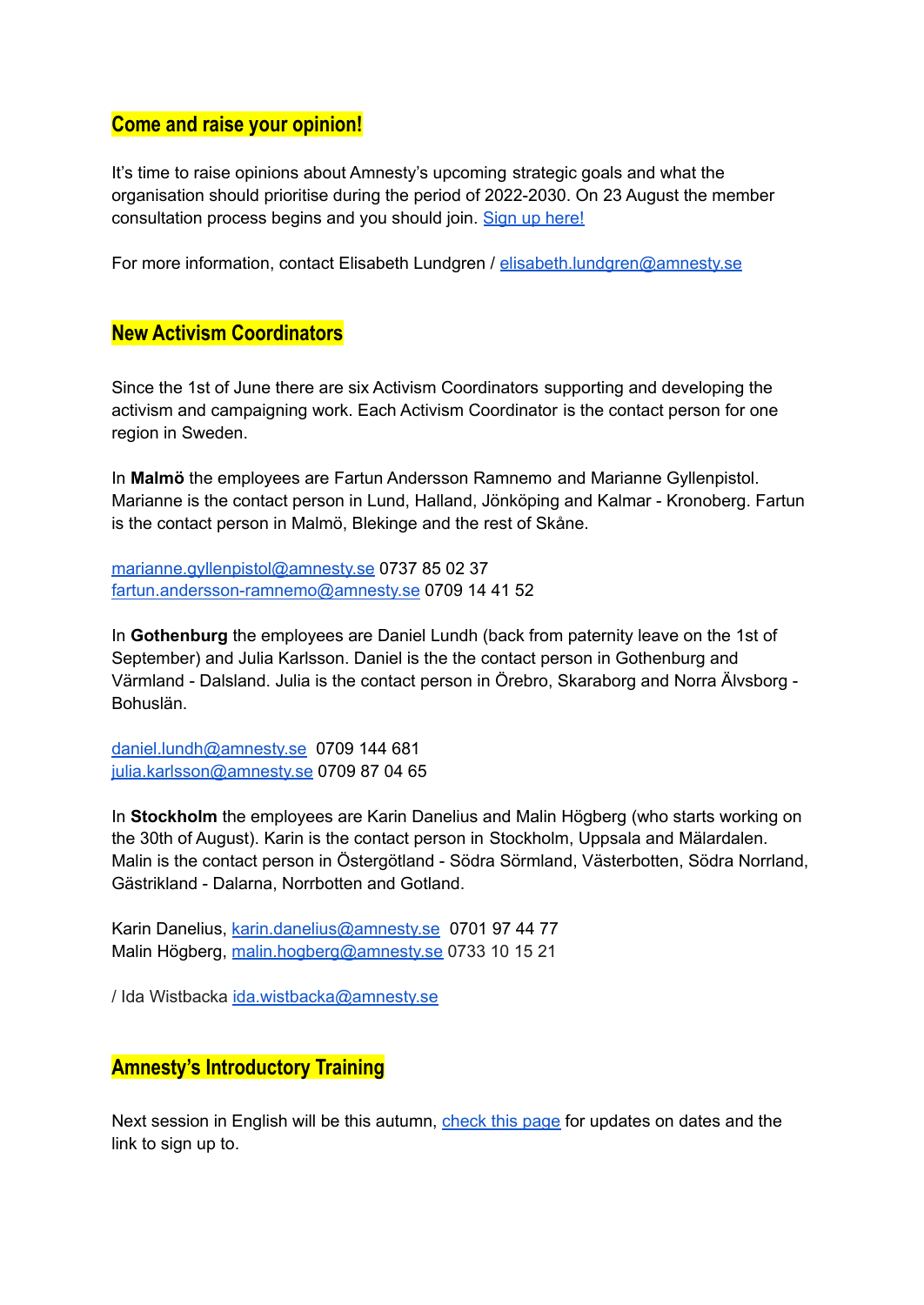## Come and raise your opinion!

It's time to raise opinions about Amnesty's upcoming strategic goals and what the organisation should prioritise during the period of 2022-2030. On 23 August the member consultation process begins and you should join. [Sign up here!]

For more information, contact Elisabeth Lundgren / elisabeth.lundgren@amnesty.se

## New Activism Coordinators

Since the 1st of June there are six Activism Coordinators supporting and developing the activism and campaigning work. Each Activism Coordinator is the contact person for one region in Sweden.

In **Malmö** the employees are Fartun Andersson Ramnemo and Marianne Gyllenpistol. Marianne is the contact person in Lund, Halland, Jönköping and Kalmar - Kronoberg. Fartun is the contact person in Malmö, Blekinge and the rest of Skåne.

marianne.gyllenpistol@amnesty.se 0737 85 02 37
fartun.andersson-ramnemo@amnesty.se 0709 14 41 52

In **Gothenburg** the employees are Daniel Lundh (back from paternity leave on the 1st of September) and Julia Karlsson. Daniel is the the contact person in Gothenburg and Värmland - Dalsland. Julia is the contact person in Örebro, Skaraborg and Norra Älvsborg - Bohuslän.

daniel.lundh@amnesty.se 0709 144 681
julia.karlsson@amnesty.se 0709 87 04 65

In **Stockholm** the employees are Karin Danelius and Malin Högberg (who starts working on the 30th of August). Karin is the contact person in Stockholm, Uppsala and Mälardalen. Malin is the contact person in Östergötland - Södra Sörmland, Västerbotten, Södra Norrland, Gästrikland - Dalarna, Norrbotten and Gotland.

Karin Danelius, karin.danelius@amnesty.se 0701 97 44 77
Malin Högberg, malin.hogberg@amnesty.se 0733 10 15 21

/ Ida Wistbacka ida.wistbacka@amnesty.se

## Amnesty's Introductory Training

Next session in English will be this autumn, [check this page] for updates on dates and the link to sign up to.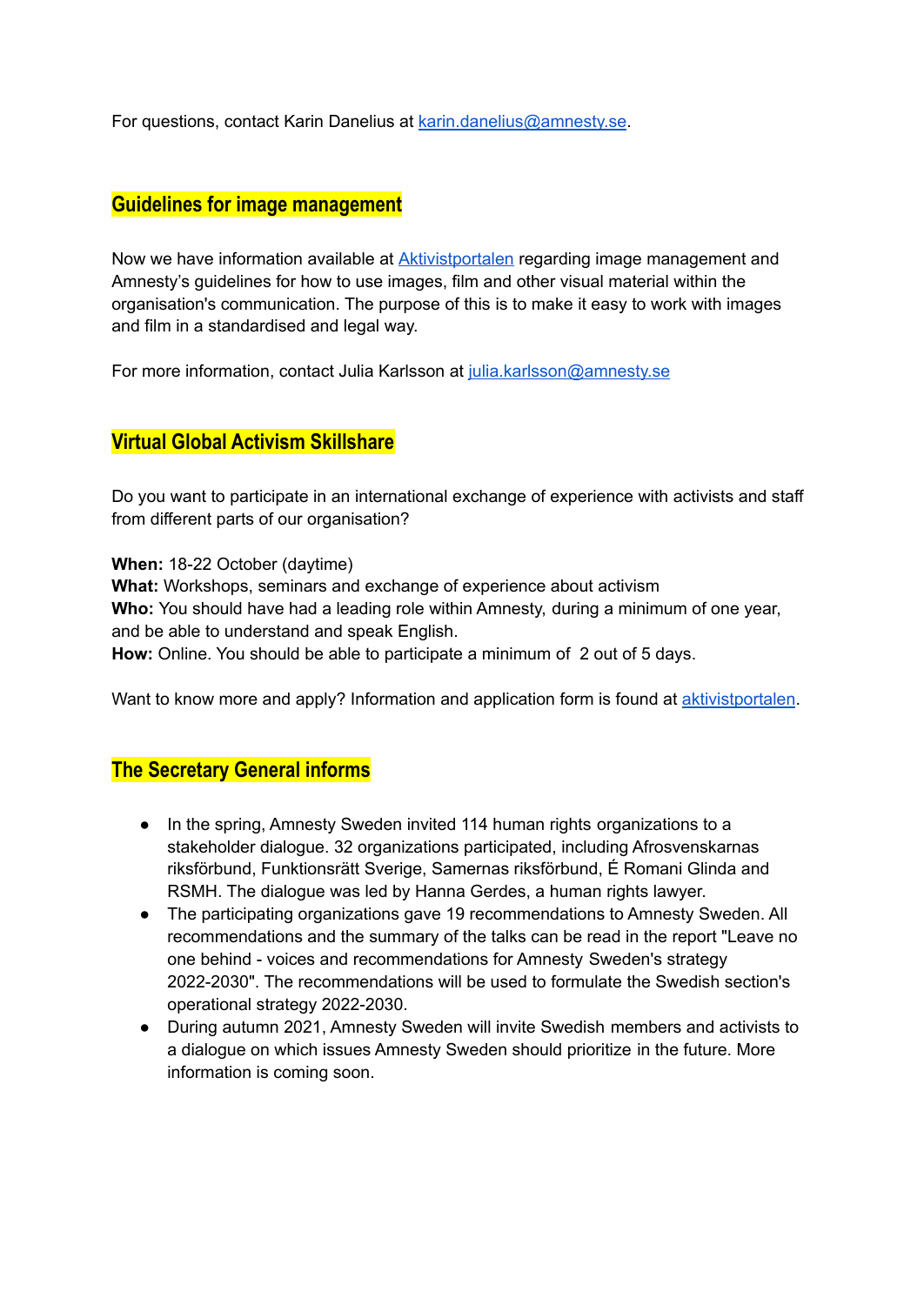For questions, contact Karin Danelius at karin.danelius@amnesty.se.

## Guidelines for image management

Now we have information available at Aktivistportalen regarding image management and Amnesty's guidelines for how to use images, film and other visual material within the organisation's communication. The purpose of this is to make it easy to work with images and film in a standardised and legal way.

For more information, contact Julia Karlsson at julia.karlsson@amnesty.se

## Virtual Global Activism Skillshare

Do you want to participate in an international exchange of experience with activists and staff from different parts of our organisation?

**When:** 18-22 October (daytime)
**What:** Workshops, seminars and exchange of experience about activism
**Who:** You should have had a leading role within Amnesty, during a minimum of one year, and be able to understand and speak English.
**How:** Online. You should be able to participate a minimum of 2 out of 5 days.

Want to know more and apply? Information and application form is found at aktivistportalen.

## The Secretary General informs

- In the spring, Amnesty Sweden invited 114 human rights organizations to a stakeholder dialogue. 32 organizations participated, including Afrosvenskarnas riksförbund, Funktionsrätt Sverige, Samernas riksförbund, É Romani Glinda and RSMH. The dialogue was led by Hanna Gerdes, a human rights lawyer.
- The participating organizations gave 19 recommendations to Amnesty Sweden. All recommendations and the summary of the talks can be read in the report "Leave no one behind - voices and recommendations for Amnesty Sweden's strategy 2022-2030". The recommendations will be used to formulate the Swedish section's operational strategy 2022-2030.
- During autumn 2021, Amnesty Sweden will invite Swedish members and activists to a dialogue on which issues Amnesty Sweden should prioritize in the future. More information is coming soon.